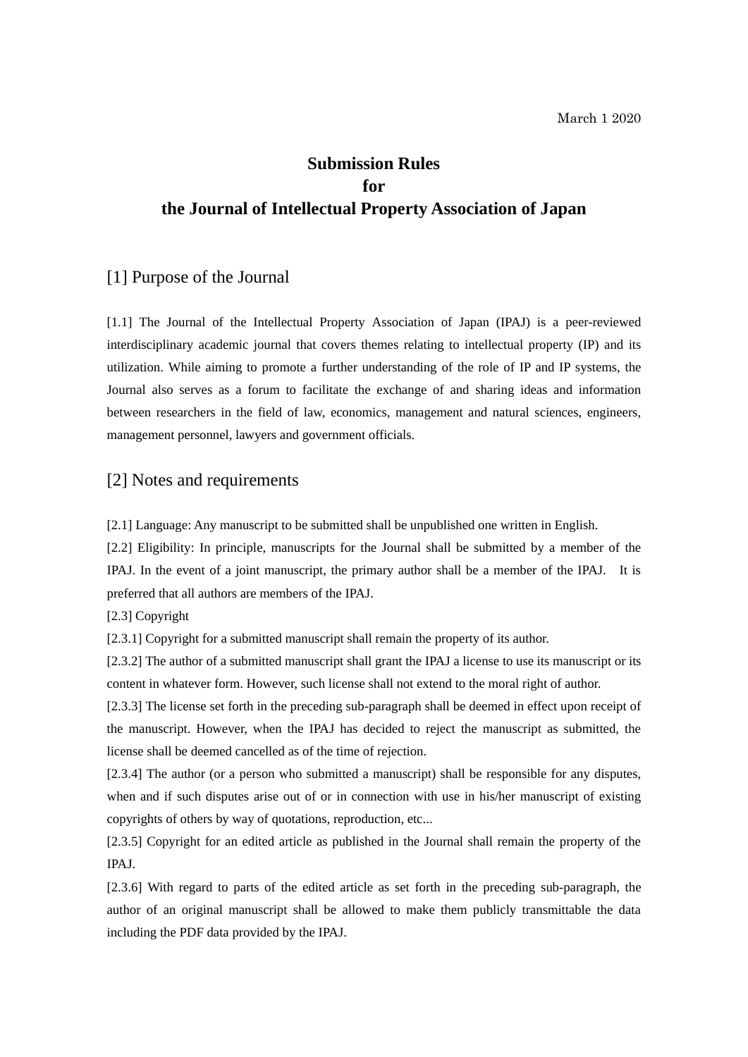March 1 2020

# Submission Rules
# for
# the Journal of Intellectual Property Association of Japan

## [1] Purpose of the Journal

[1.1] The Journal of the Intellectual Property Association of Japan (IPAJ) is a peer-reviewed interdisciplinary academic journal that covers themes relating to intellectual property (IP) and its utilization. While aiming to promote a further understanding of the role of IP and IP systems, the Journal also serves as a forum to facilitate the exchange of and sharing ideas and information between researchers in the field of law, economics, management and natural sciences, engineers, management personnel, lawyers and government officials.

## [2] Notes and requirements

[2.1] Language: Any manuscript to be submitted shall be unpublished one written in English.

[2.2] Eligibility: In principle, manuscripts for the Journal shall be submitted by a member of the IPAJ. In the event of a joint manuscript, the primary author shall be a member of the IPAJ. It is preferred that all authors are members of the IPAJ.

[2.3] Copyright

[2.3.1] Copyright for a submitted manuscript shall remain the property of its author.

[2.3.2] The author of a submitted manuscript shall grant the IPAJ a license to use its manuscript or its content in whatever form. However, such license shall not extend to the moral right of author.

[2.3.3] The license set forth in the preceding sub-paragraph shall be deemed in effect upon receipt of the manuscript. However, when the IPAJ has decided to reject the manuscript as submitted, the license shall be deemed cancelled as of the time of rejection.

[2.3.4] The author (or a person who submitted a manuscript) shall be responsible for any disputes, when and if such disputes arise out of or in connection with use in his/her manuscript of existing copyrights of others by way of quotations, reproduction, etc...

[2.3.5] Copyright for an edited article as published in the Journal shall remain the property of the IPAJ.

[2.3.6] With regard to parts of the edited article as set forth in the preceding sub-paragraph, the author of an original manuscript shall be allowed to make them publicly transmittable the data including the PDF data provided by the IPAJ.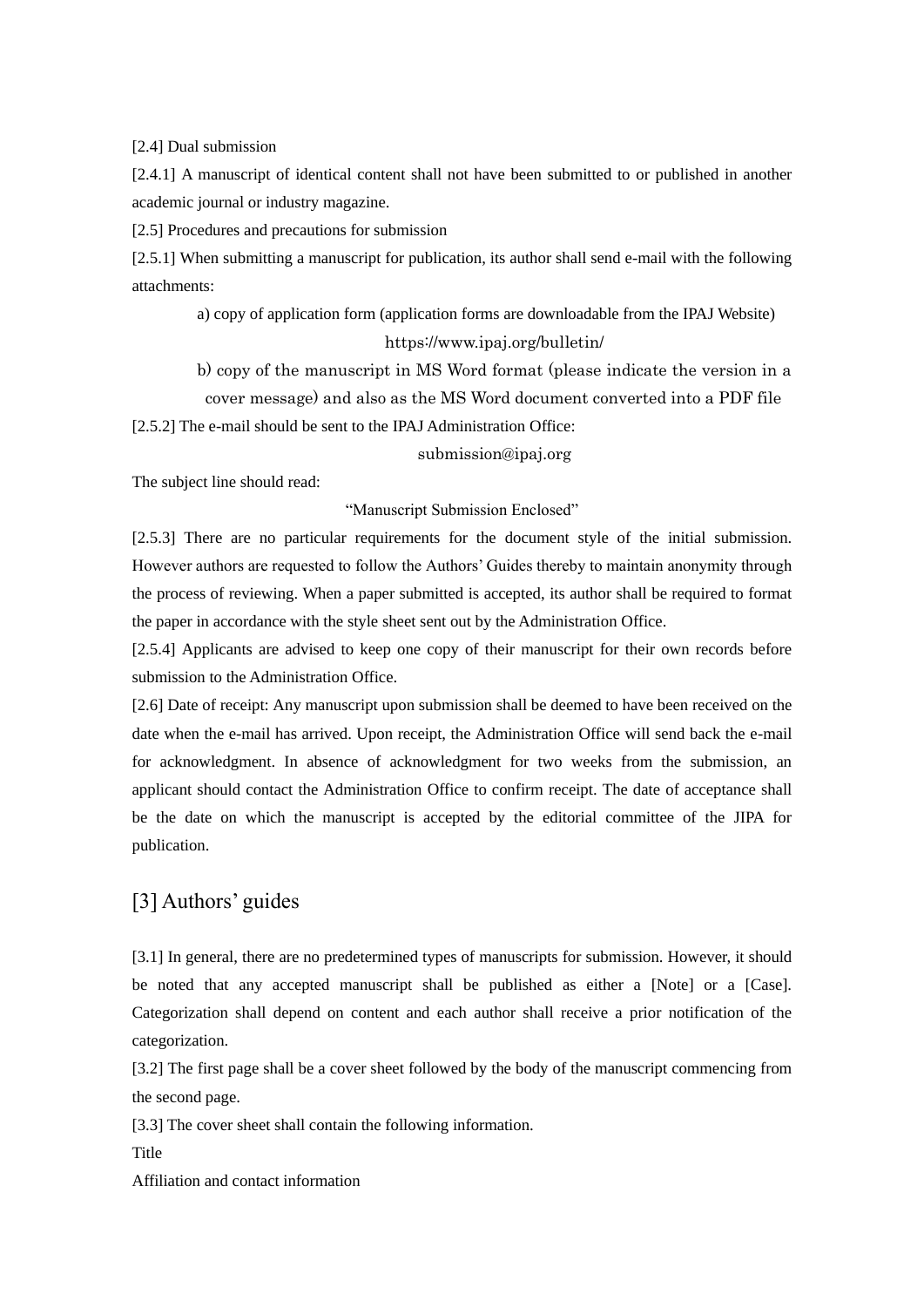[2.4] Dual submission

[2.4.1] A manuscript of identical content shall not have been submitted to or published in another academic journal or industry magazine.

[2.5] Procedures and precautions for submission

[2.5.1] When submitting a manuscript for publication, its author shall send e-mail with the following attachments:

> a) copy of application form (application forms are downloadable from the IPAJ Website)
>
> https://www.ipaj.org/bulletin/
>
> b) copy of the manuscript in MS Word format (please indicate the version in a cover message) and also as the MS Word document converted into a PDF file

[2.5.2] The e-mail should be sent to the IPAJ Administration Office:

submission@ipaj.org

The subject line should read:

"Manuscript Submission Enclosed"

[2.5.3] There are no particular requirements for the document style of the initial submission. However authors are requested to follow the Authors' Guides thereby to maintain anonymity through the process of reviewing. When a paper submitted is accepted, its author shall be required to format the paper in accordance with the style sheet sent out by the Administration Office.

[2.5.4] Applicants are advised to keep one copy of their manuscript for their own records before submission to the Administration Office.

[2.6] Date of receipt: Any manuscript upon submission shall be deemed to have been received on the date when the e-mail has arrived. Upon receipt, the Administration Office will send back the e-mail for acknowledgment. In absence of acknowledgment for two weeks from the submission, an applicant should contact the Administration Office to confirm receipt. The date of acceptance shall be the date on which the manuscript is accepted by the editorial committee of the JIPA for publication.

## [3] Authors' guides

[3.1] In general, there are no predetermined types of manuscripts for submission. However, it should be noted that any accepted manuscript shall be published as either a [Note] or a [Case]. Categorization shall depend on content and each author shall receive a prior notification of the categorization.

[3.2] The first page shall be a cover sheet followed by the body of the manuscript commencing from the second page.

[3.3] The cover sheet shall contain the following information.

Title

Affiliation and contact information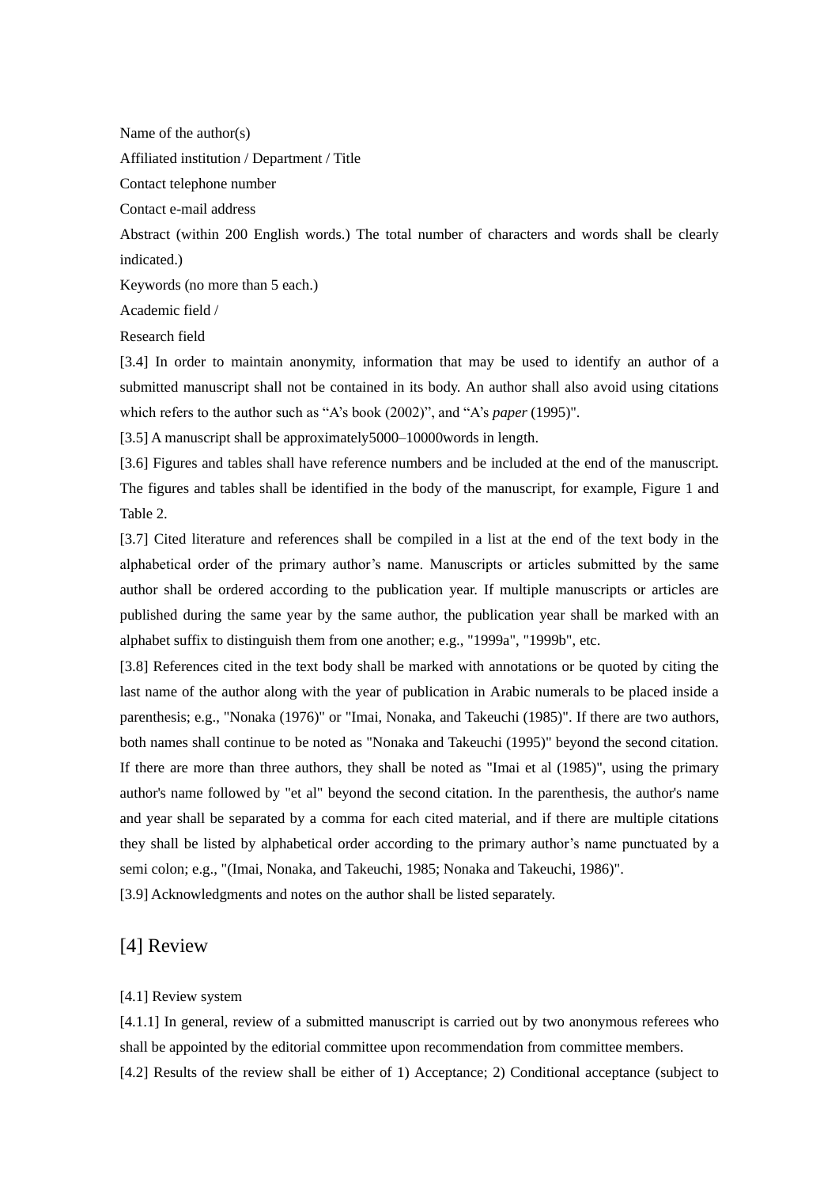Name of the author(s)

Affiliated institution / Department / Title

Contact telephone number

Contact e-mail address

Abstract (within 200 English words.) The total number of characters and words shall be clearly indicated.)

Keywords (no more than 5 each.)

Academic field /

Research field

[3.4] In order to maintain anonymity, information that may be used to identify an author of a submitted manuscript shall not be contained in its body. An author shall also avoid using citations which refers to the author such as "A's book (2002)", and "A's *paper* (1995)".

[3.5] A manuscript shall be approximately5000–10000words in length.

[3.6] Figures and tables shall have reference numbers and be included at the end of the manuscript. The figures and tables shall be identified in the body of the manuscript, for example, Figure 1 and Table 2.

[3.7] Cited literature and references shall be compiled in a list at the end of the text body in the alphabetical order of the primary author's name. Manuscripts or articles submitted by the same author shall be ordered according to the publication year. If multiple manuscripts or articles are published during the same year by the same author, the publication year shall be marked with an alphabet suffix to distinguish them from one another; e.g., "1999a", "1999b", etc.

[3.8] References cited in the text body shall be marked with annotations or be quoted by citing the last name of the author along with the year of publication in Arabic numerals to be placed inside a parenthesis; e.g., "Nonaka (1976)" or "Imai, Nonaka, and Takeuchi (1985)". If there are two authors, both names shall continue to be noted as "Nonaka and Takeuchi (1995)" beyond the second citation. If there are more than three authors, they shall be noted as "Imai et al (1985)", using the primary author's name followed by "et al" beyond the second citation. In the parenthesis, the author's name and year shall be separated by a comma for each cited material, and if there are multiple citations they shall be listed by alphabetical order according to the primary author's name punctuated by a semi colon; e.g., "(Imai, Nonaka, and Takeuchi, 1985; Nonaka and Takeuchi, 1986)".

[3.9] Acknowledgments and notes on the author shall be listed separately.

## [4] Review

[4.1] Review system

[4.1.1] In general, review of a submitted manuscript is carried out by two anonymous referees who shall be appointed by the editorial committee upon recommendation from committee members.

[4.2] Results of the review shall be either of 1) Acceptance; 2) Conditional acceptance (subject to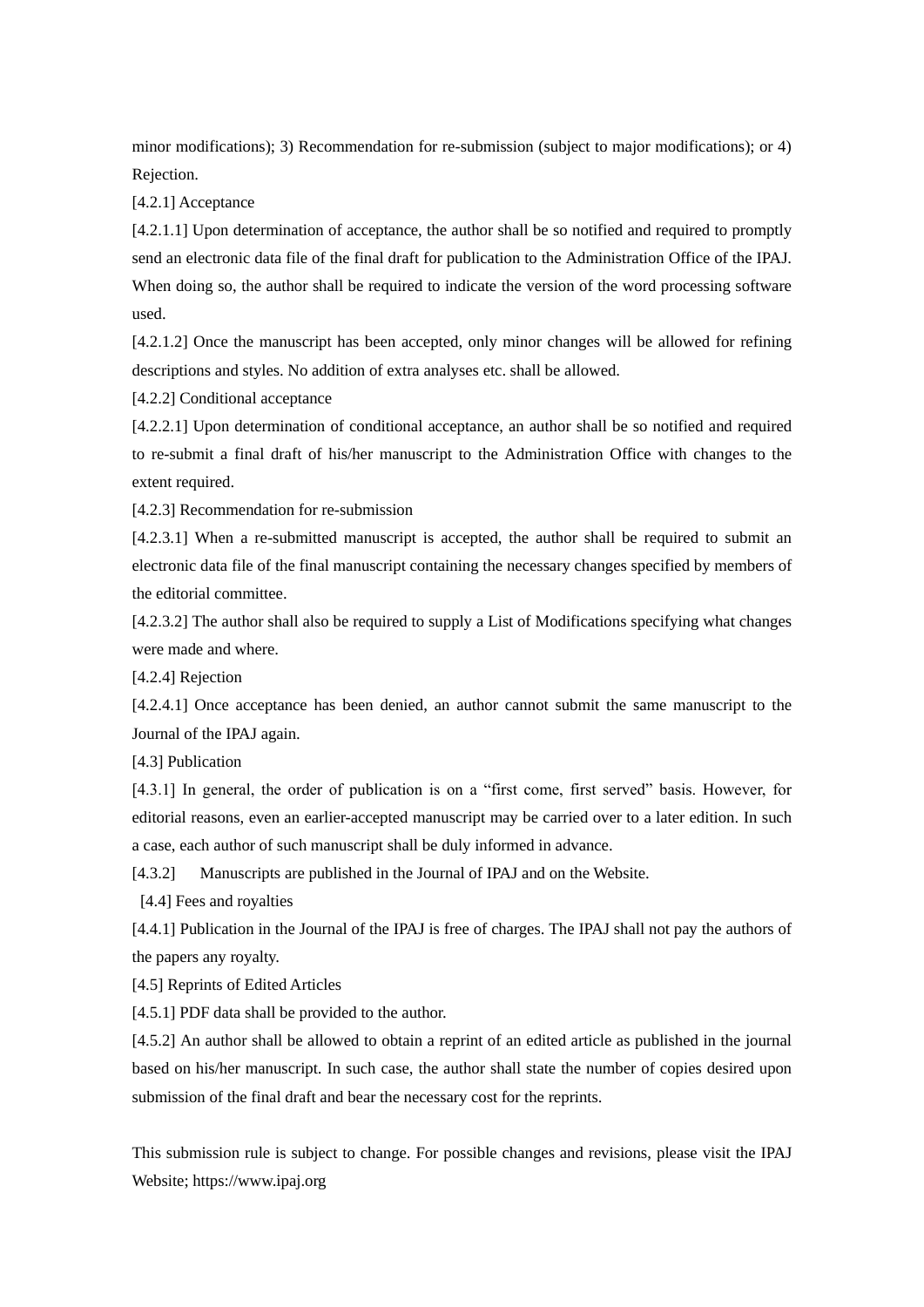minor modifications); 3) Recommendation for re-submission (subject to major modifications); or 4) Rejection.

[4.2.1] Acceptance

[4.2.1.1] Upon determination of acceptance, the author shall be so notified and required to promptly send an electronic data file of the final draft for publication to the Administration Office of the IPAJ. When doing so, the author shall be required to indicate the version of the word processing software used.

[4.2.1.2] Once the manuscript has been accepted, only minor changes will be allowed for refining descriptions and styles. No addition of extra analyses etc. shall be allowed.

[4.2.2] Conditional acceptance

[4.2.2.1] Upon determination of conditional acceptance, an author shall be so notified and required to re-submit a final draft of his/her manuscript to the Administration Office with changes to the extent required.

[4.2.3] Recommendation for re-submission

[4.2.3.1] When a re-submitted manuscript is accepted, the author shall be required to submit an electronic data file of the final manuscript containing the necessary changes specified by members of the editorial committee.

[4.2.3.2] The author shall also be required to supply a List of Modifications specifying what changes were made and where.

[4.2.4] Rejection

[4.2.4.1] Once acceptance has been denied, an author cannot submit the same manuscript to the Journal of the IPAJ again.

[4.3] Publication

[4.3.1] In general, the order of publication is on a "first come, first served" basis. However, for editorial reasons, even an earlier-accepted manuscript may be carried over to a later edition. In such a case, each author of such manuscript shall be duly informed in advance.

[4.3.2] Manuscripts are published in the Journal of IPAJ and on the Website.

[4.4] Fees and royalties

[4.4.1] Publication in the Journal of the IPAJ is free of charges. The IPAJ shall not pay the authors of the papers any royalty.

[4.5] Reprints of Edited Articles

[4.5.1] PDF data shall be provided to the author.

[4.5.2] An author shall be allowed to obtain a reprint of an edited article as published in the journal based on his/her manuscript. In such case, the author shall state the number of copies desired upon submission of the final draft and bear the necessary cost for the reprints.

This submission rule is subject to change. For possible changes and revisions, please visit the IPAJ Website; https://www.ipaj.org